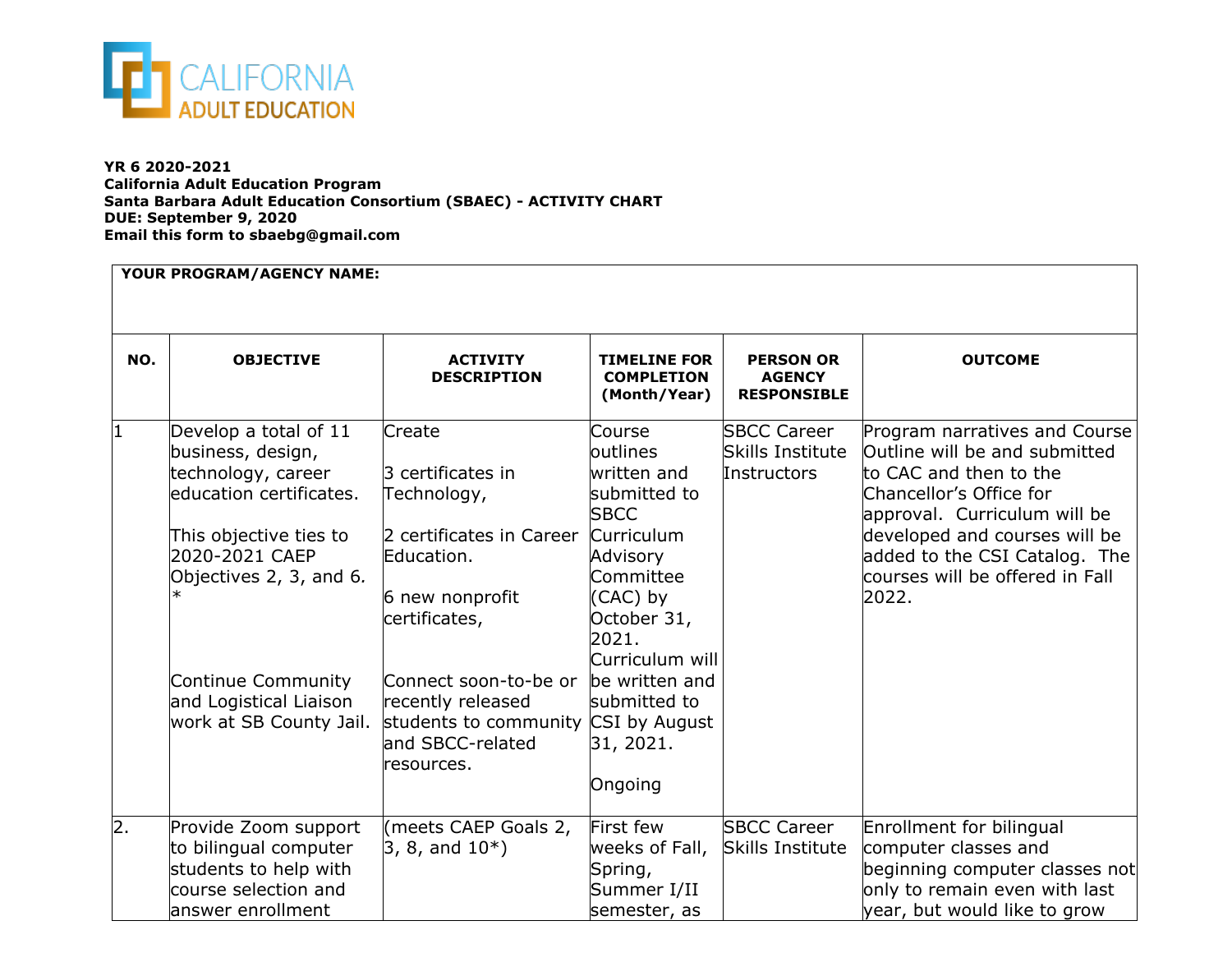CALIFORNIA ADULT EDUCATION

**YR 6 2020-2021**
**California Adult Education Program**
**Santa Barbara Adult Education Consortium (SBAEC) - ACTIVITY CHART**
**DUE: September 9, 2020**
**Email this form to sbaebg@gmail.com**

**YOUR PROGRAM/AGENCY NAME:**

| NO. | OBJECTIVE | ACTIVITY DESCRIPTION | TIMELINE FOR COMPLETION (Month/Year) | PERSON OR AGENCY RESPONSIBLE | OUTCOME |
|---|---|---|---|---|---|
| 1 | Develop a total of 11 business, design, technology, career education certificates.<br><br>This objective ties to 2020-2021 CAEP Objectives 2, 3, and 6. *<br><br>Continue Community and Logistical Liaison work at SB County Jail. | Create<br><br>3 certificates in Technology,<br><br>2 certificates in Career Education.<br><br>6 new nonprofit certificates,<br><br>Connect soon-to-be or recently released students to community and SBCC-related resources. | Course outlines written and submitted to SBCC Curriculum Advisory Committee (CAC) by October 31, 2021. Curriculum will be written and submitted to CSI by August 31, 2021.<br><br>Ongoing | SBCC Career Skills Institute Instructors | Program narratives and Course Outline will be and submitted to CAC and then to the Chancellor's Office for approval. Curriculum will be developed and courses will be added to the CSI Catalog. The courses will be offered in Fall 2022. |
| 2. | Provide Zoom support to bilingual computer students to help with course selection and answer enrollment | (meets CAEP Goals 2, 3, 8, and 10*) | First few weeks of Fall, Spring, Summer I/II semester, as | SBCC Career Skills Institute | Enrollment for bilingual computer classes and beginning computer classes not only to remain even with last year, but would like to grow |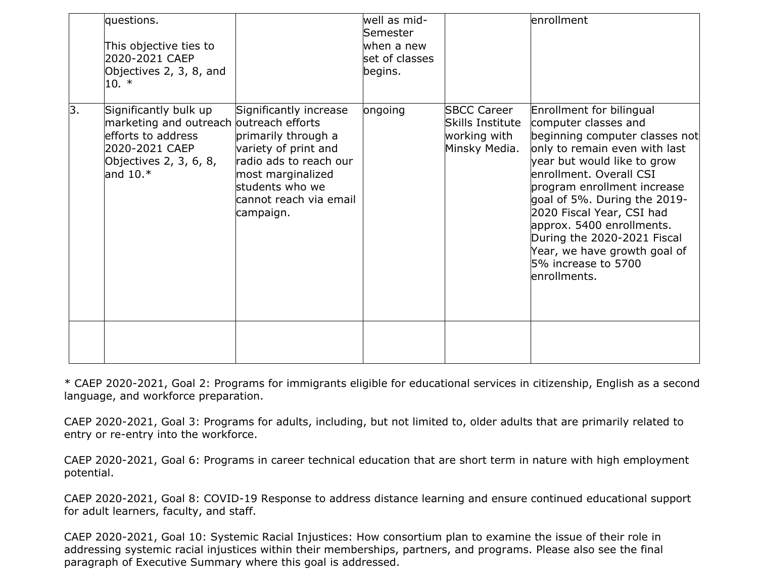| | | | | | |
|---|---|---|---|---|---|
| | questions.<br><br>This objective ties to 2020-2021 CAEP Objectives 2, 3, 8, and 10. * | | well as mid-Semester when a new set of classes begins. | | enrollment |
| 3. | Significantly bulk up marketing and outreach efforts to address 2020-2021 CAEP Objectives 2, 3, 6, 8, and 10.* | Significantly increase outreach efforts primarily through a variety of print and radio ads to reach our most marginalized students who we cannot reach via email campaign. | ongoing | SBCC Career Skills Institute working with Minsky Media. | Enrollment for bilingual computer classes and beginning computer classes not only to remain even with last year but would like to grow enrollment. Overall CSI program enrollment increase goal of 5%. During the 2019-2020 Fiscal Year, CSI had approx. 5400 enrollments. During the 2020-2021 Fiscal Year, we have growth goal of 5% increase to 5700 enrollments. |
| | | | | | |

* CAEP 2020-2021, Goal 2: Programs for immigrants eligible for educational services in citizenship, English as a second language, and workforce preparation.

CAEP 2020-2021, Goal 3: Programs for adults, including, but not limited to, older adults that are primarily related to entry or re-entry into the workforce.

CAEP 2020-2021, Goal 6: Programs in career technical education that are short term in nature with high employment potential.

CAEP 2020-2021, Goal 8: COVID-19 Response to address distance learning and ensure continued educational support for adult learners, faculty, and staff.

CAEP 2020-2021, Goal 10: Systemic Racial Injustices: How consortium plan to examine the issue of their role in addressing systemic racial injustices within their memberships, partners, and programs. Please also see the final paragraph of Executive Summary where this goal is addressed.